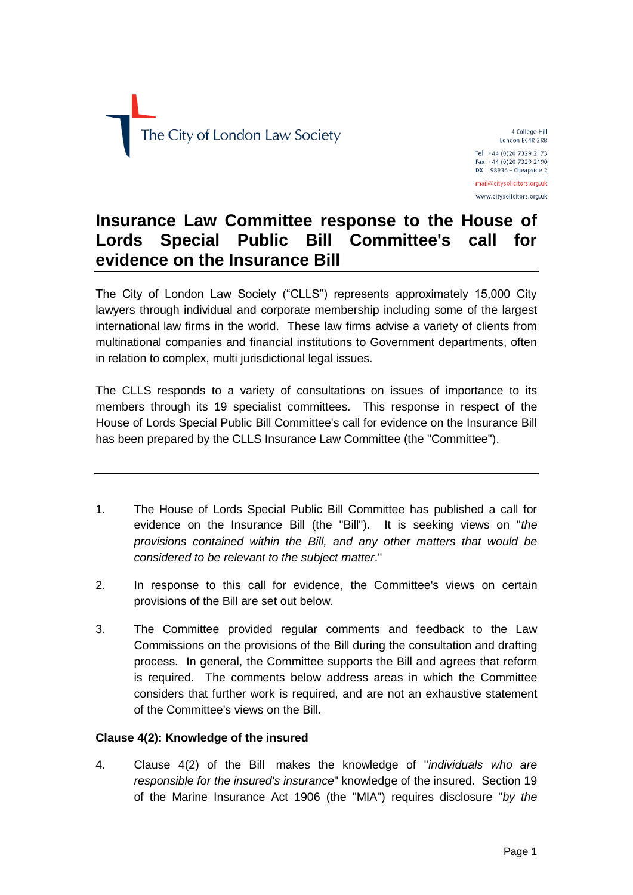The City of London Law Society

4 College Hill
London EC4R 2RB

Tel +44 (0)20 7329 2173
Fax +44 (0)20 7329 2190
DX 98936 – Cheapside 2

mail@citysolicitors.org.uk

www.citysolicitors.org.uk

# Insurance Law Committee response to the House of Lords Special Public Bill Committee's call for evidence on the Insurance Bill

The City of London Law Society ("CLLS") represents approximately 15,000 City lawyers through individual and corporate membership including some of the largest international law firms in the world. These law firms advise a variety of clients from multinational companies and financial institutions to Government departments, often in relation to complex, multi jurisdictional legal issues.

The CLLS responds to a variety of consultations on issues of importance to its members through its 19 specialist committees. This response in respect of the House of Lords Special Public Bill Committee's call for evidence on the Insurance Bill has been prepared by the CLLS Insurance Law Committee (the "Committee").

---

1. The House of Lords Special Public Bill Committee has published a call for evidence on the Insurance Bill (the "Bill"). It is seeking views on "*the provisions contained within the Bill, and any other matters that would be considered to be relevant to the subject matter*."

2. In response to this call for evidence, the Committee's views on certain provisions of the Bill are set out below.

3. The Committee provided regular comments and feedback to the Law Commissions on the provisions of the Bill during the consultation and drafting process. In general, the Committee supports the Bill and agrees that reform is required. The comments below address areas in which the Committee considers that further work is required, and are not an exhaustive statement of the Committee's views on the Bill.

**Clause 4(2): Knowledge of the insured**

4. Clause 4(2) of the Bill makes the knowledge of "*individuals who are responsible for the insured's insurance*" knowledge of the insured. Section 19 of the Marine Insurance Act 1906 (the "MIA") requires disclosure "*by the*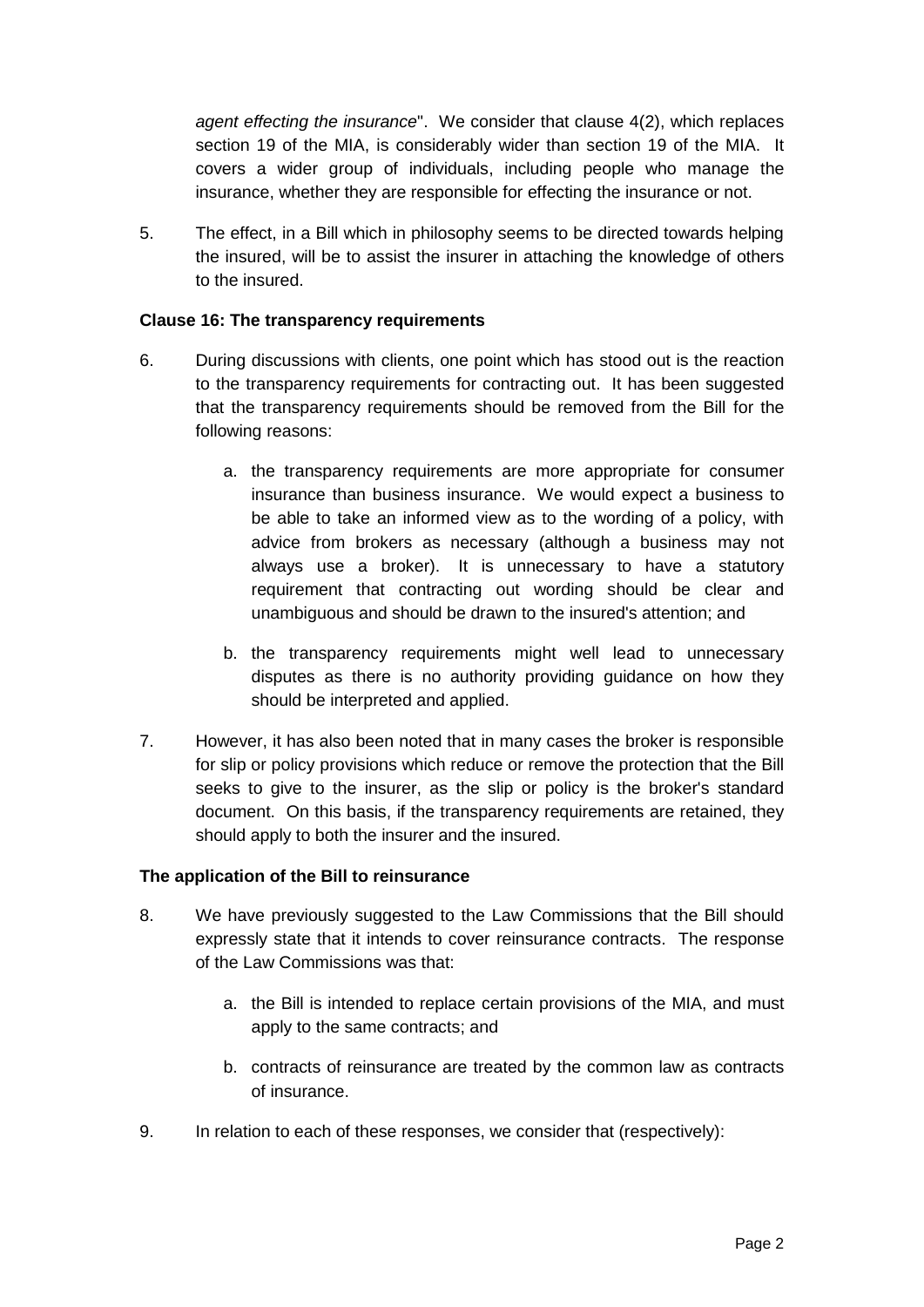*agent effecting the insurance*". We consider that clause 4(2), which replaces section 19 of the MIA, is considerably wider than section 19 of the MIA. It covers a wider group of individuals, including people who manage the insurance, whether they are responsible for effecting the insurance or not.

5. The effect, in a Bill which in philosophy seems to be directed towards helping the insured, will be to assist the insurer in attaching the knowledge of others to the insured.

**Clause 16: The transparency requirements**

6. During discussions with clients, one point which has stood out is the reaction to the transparency requirements for contracting out. It has been suggested that the transparency requirements should be removed from the Bill for the following reasons:

   a. the transparency requirements are more appropriate for consumer insurance than business insurance. We would expect a business to be able to take an informed view as to the wording of a policy, with advice from brokers as necessary (although a business may not always use a broker). It is unnecessary to have a statutory requirement that contracting out wording should be clear and unambiguous and should be drawn to the insured's attention; and

   b. the transparency requirements might well lead to unnecessary disputes as there is no authority providing guidance on how they should be interpreted and applied.

7. However, it has also been noted that in many cases the broker is responsible for slip or policy provisions which reduce or remove the protection that the Bill seeks to give to the insurer, as the slip or policy is the broker's standard document. On this basis, if the transparency requirements are retained, they should apply to both the insurer and the insured.

**The application of the Bill to reinsurance**

8. We have previously suggested to the Law Commissions that the Bill should expressly state that it intends to cover reinsurance contracts. The response of the Law Commissions was that:

   a. the Bill is intended to replace certain provisions of the MIA, and must apply to the same contracts; and

   b. contracts of reinsurance are treated by the common law as contracts of insurance.

9. In relation to each of these responses, we consider that (respectively):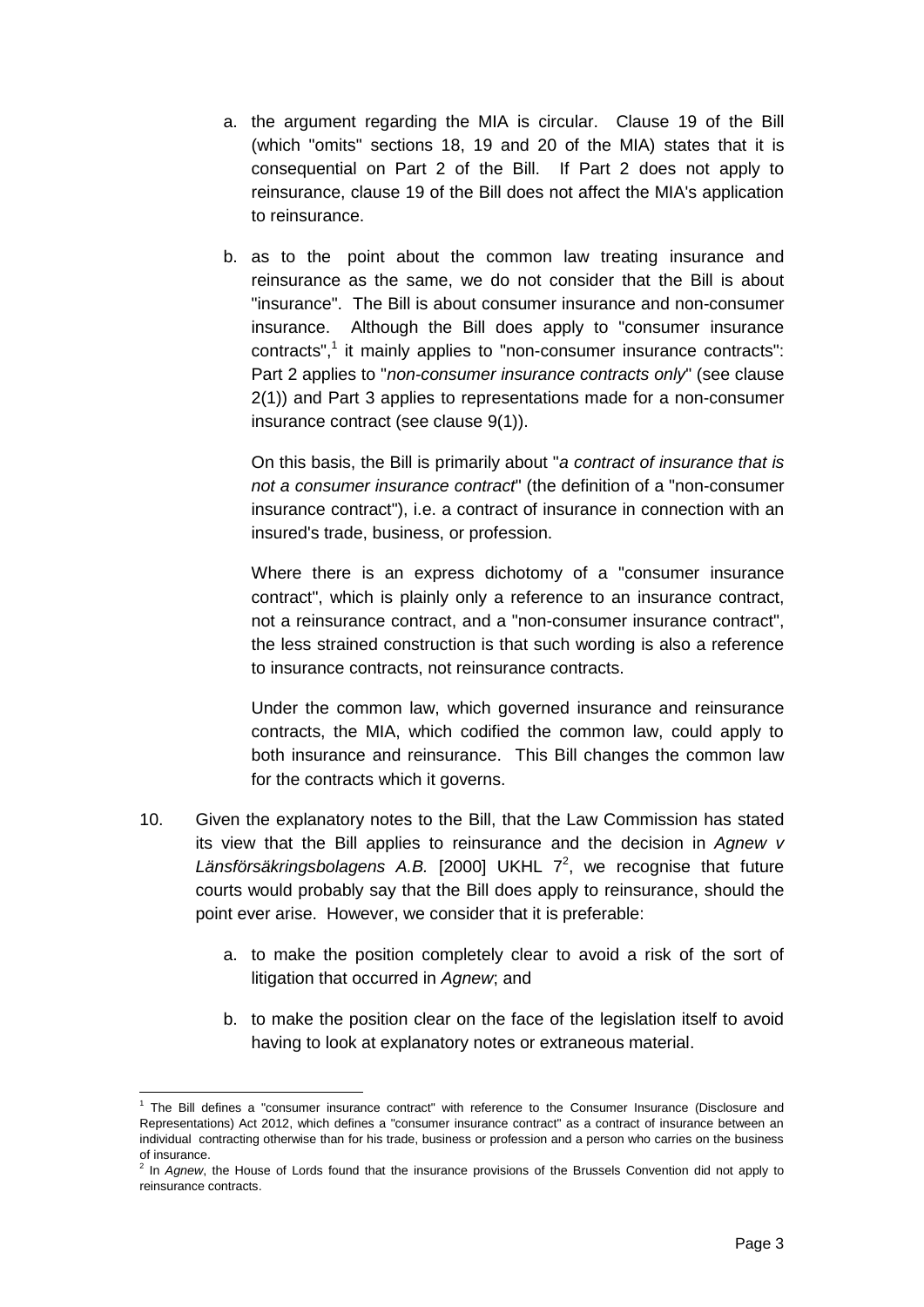a. the argument regarding the MIA is circular. Clause 19 of the Bill (which "omits" sections 18, 19 and 20 of the MIA) states that it is consequential on Part 2 of the Bill. If Part 2 does not apply to reinsurance, clause 19 of the Bill does not affect the MIA's application to reinsurance.

b. as to the point about the common law treating insurance and reinsurance as the same, we do not consider that the Bill is about "insurance". The Bill is about consumer insurance and non-consumer insurance. Although the Bill does apply to "consumer insurance contracts",[1] it mainly applies to "non-consumer insurance contracts": Part 2 applies to "*non-consumer insurance contracts only*" (see clause 2(1)) and Part 3 applies to representations made for a non-consumer insurance contract (see clause 9(1)).

   On this basis, the Bill is primarily about "*a contract of insurance that is not a consumer insurance contract*" (the definition of a "non-consumer insurance contract"), i.e. a contract of insurance in connection with an insured's trade, business, or profession.

   Where there is an express dichotomy of a "consumer insurance contract", which is plainly only a reference to an insurance contract, not a reinsurance contract, and a "non-consumer insurance contract", the less strained construction is that such wording is also a reference to insurance contracts, not reinsurance contracts.

   Under the common law, which governed insurance and reinsurance contracts, the MIA, which codified the common law, could apply to both insurance and reinsurance. This Bill changes the common law for the contracts which it governs.

10. Given the explanatory notes to the Bill, that the Law Commission has stated its view that the Bill applies to reinsurance and the decision in *Agnew v Länsförsäkringsbolagens A.B.* [2000] UKHL 7[2], we recognise that future courts would probably say that the Bill does apply to reinsurance, should the point ever arise. However, we consider that it is preferable:

    a. to make the position completely clear to avoid a risk of the sort of litigation that occurred in *Agnew*; and

    b. to make the position clear on the face of the legislation itself to avoid having to look at explanatory notes or extraneous material.

---

[1] The Bill defines a "consumer insurance contract" with reference to the Consumer Insurance (Disclosure and Representations) Act 2012, which defines a "consumer insurance contract" as a contract of insurance between an individual contracting otherwise than for his trade, business or profession and a person who carries on the business of insurance.

[2] In *Agnew*, the House of Lords found that the insurance provisions of the Brussels Convention did not apply to reinsurance contracts.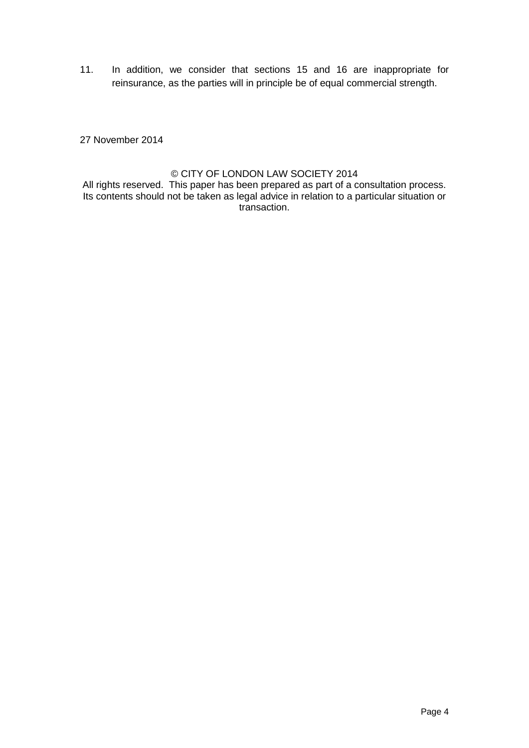11. In addition, we consider that sections 15 and 16 are inappropriate for reinsurance, as the parties will in principle be of equal commercial strength.

27 November 2014

© CITY OF LONDON LAW SOCIETY 2014
All rights reserved. This paper has been prepared as part of a consultation process. Its contents should not be taken as legal advice in relation to a particular situation or transaction.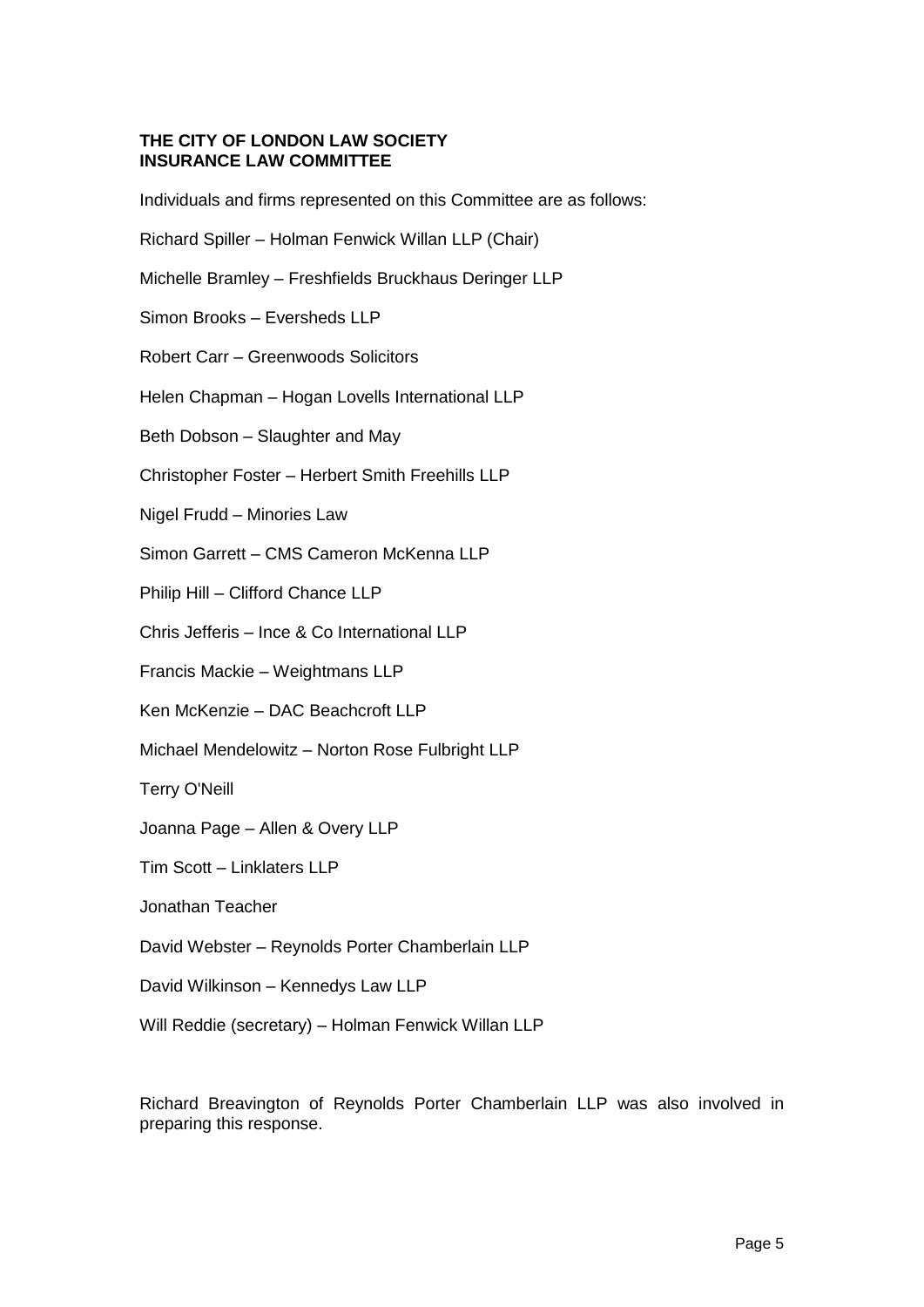**THE CITY OF LONDON LAW SOCIETY**
**INSURANCE LAW COMMITTEE**

Individuals and firms represented on this Committee are as follows:

Richard Spiller – Holman Fenwick Willan LLP (Chair)

Michelle Bramley – Freshfields Bruckhaus Deringer LLP

Simon Brooks – Eversheds LLP

Robert Carr – Greenwoods Solicitors

Helen Chapman – Hogan Lovells International LLP

Beth Dobson – Slaughter and May

Christopher Foster – Herbert Smith Freehills LLP

Nigel Frudd – Minories Law

Simon Garrett – CMS Cameron McKenna LLP

Philip Hill – Clifford Chance LLP

Chris Jefferis – Ince & Co International LLP

Francis Mackie – Weightmans LLP

Ken McKenzie – DAC Beachcroft LLP

Michael Mendelowitz – Norton Rose Fulbright LLP

Terry O'Neill

Joanna Page – Allen & Overy LLP

Tim Scott – Linklaters LLP

Jonathan Teacher

David Webster – Reynolds Porter Chamberlain LLP

David Wilkinson – Kennedys Law LLP

Will Reddie (secretary) – Holman Fenwick Willan LLP

Richard Breavington of Reynolds Porter Chamberlain LLP was also involved in preparing this response.